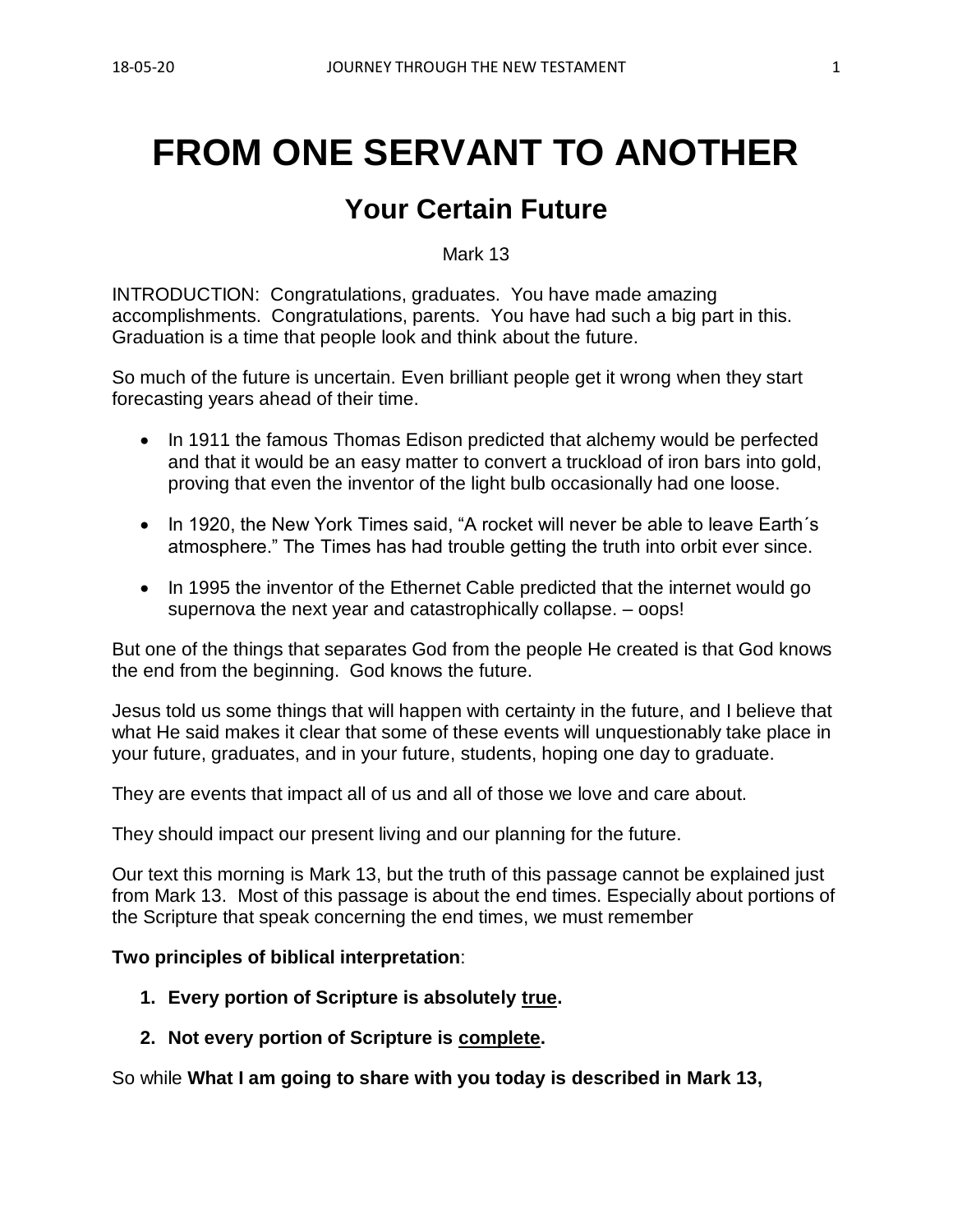# FROM ONE SERVANT TO ANOTHER

## Your Certain Future

Mark 13

INTRODUCTION: Congratulations, graduates. You have made amazing accomplishments. Congratulations, parents. You have had such a big part in this. Graduation is a time that people look and think about the future.

So much of the future is uncertain. Even brilliant people get it wrong when they start forecasting years ahead of their time.

- In 1911 the famous Thomas Edison predicted that alchemy would be perfected and that it would be an easy matter to convert a truckload of iron bars into gold, proving that even the inventor of the light bulb occasionally had one loose.
- In 1920, the New York Times said, "A rocket will never be able to leave Earth´s atmosphere." The Times has had trouble getting the truth into orbit ever since.
- In 1995 the inventor of the Ethernet Cable predicted that the internet would go supernova the next year and catastrophically collapse. – oops!

But one of the things that separates God from the people He created is that God knows the end from the beginning. God knows the future.

Jesus told us some things that will happen with certainty in the future, and I believe that what He said makes it clear that some of these events will unquestionably take place in your future, graduates, and in your future, students, hoping one day to graduate.

They are events that impact all of us and all of those we love and care about.

They should impact our present living and our planning for the future.

Our text this morning is Mark 13, but the truth of this passage cannot be explained just from Mark 13. Most of this passage is about the end times. Especially about portions of the Scripture that speak concerning the end times, we must remember

**Two principles of biblical interpretation**:

1. **Every portion of Scripture is absolutely true.**
2. **Not every portion of Scripture is complete.**

So while **What I am going to share with you today is described in Mark 13,**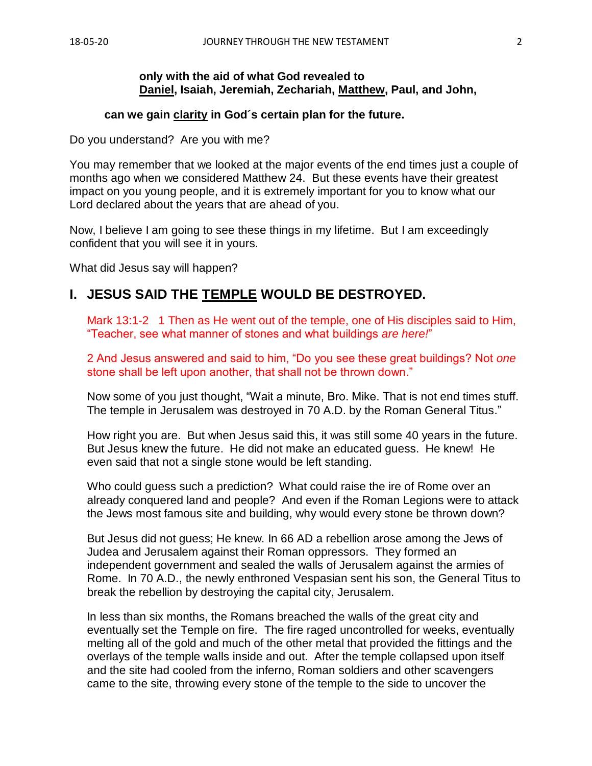**only with the aid of what God revealed to Daniel, Isaiah, Jeremiah, Zechariah, Matthew, Paul, and John,**

**can we gain clarity in God´s certain plan for the future.**

Do you understand? Are you with me?

You may remember that we looked at the major events of the end times just a couple of months ago when we considered Matthew 24. But these events have their greatest impact on you young people, and it is extremely important for you to know what our Lord declared about the years that are ahead of you.

Now, I believe I am going to see these things in my lifetime. But I am exceedingly confident that you will see it in yours.

What did Jesus say will happen?

## I. JESUS SAID THE TEMPLE WOULD BE DESTROYED.

Mark 13:1-2 1 Then as He went out of the temple, one of His disciples said to Him, "Teacher, see what manner of stones and what buildings *are here!*"

2 And Jesus answered and said to him, "Do you see these great buildings? Not *one* stone shall be left upon another, that shall not be thrown down."

Now some of you just thought, "Wait a minute, Bro. Mike. That is not end times stuff. The temple in Jerusalem was destroyed in 70 A.D. by the Roman General Titus."

How right you are. But when Jesus said this, it was still some 40 years in the future. But Jesus knew the future. He did not make an educated guess. He knew! He even said that not a single stone would be left standing.

Who could guess such a prediction? What could raise the ire of Rome over an already conquered land and people? And even if the Roman Legions were to attack the Jews most famous site and building, why would every stone be thrown down?

But Jesus did not guess; He knew. In 66 AD a rebellion arose among the Jews of Judea and Jerusalem against their Roman oppressors. They formed an independent government and sealed the walls of Jerusalem against the armies of Rome. In 70 A.D., the newly enthroned Vespasian sent his son, the General Titus to break the rebellion by destroying the capital city, Jerusalem.

In less than six months, the Romans breached the walls of the great city and eventually set the Temple on fire. The fire raged uncontrolled for weeks, eventually melting all of the gold and much of the other metal that provided the fittings and the overlays of the temple walls inside and out. After the temple collapsed upon itself and the site had cooled from the inferno, Roman soldiers and other scavengers came to the site, throwing every stone of the temple to the side to uncover the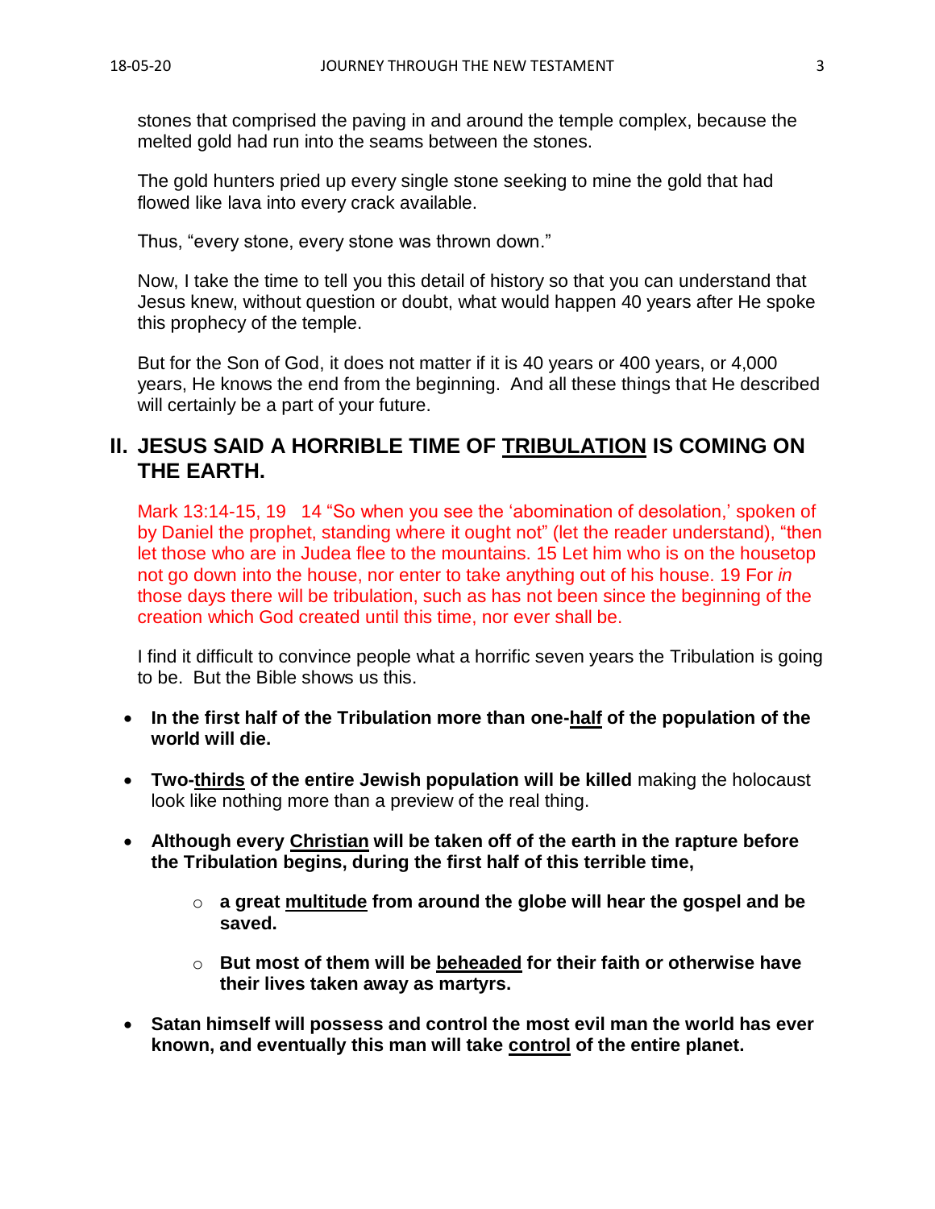stones that comprised the paving in and around the temple complex, because the melted gold had run into the seams between the stones.

The gold hunters pried up every single stone seeking to mine the gold that had flowed like lava into every crack available.

Thus, "every stone, every stone was thrown down."

Now, I take the time to tell you this detail of history so that you can understand that Jesus knew, without question or doubt, what would happen 40 years after He spoke this prophecy of the temple.

But for the Son of God, it does not matter if it is 40 years or 400 years, or 4,000 years, He knows the end from the beginning. And all these things that He described will certainly be a part of your future.

## II. JESUS SAID A HORRIBLE TIME OF <u>TRIBULATION</u> IS COMING ON THE EARTH.

Mark 13:14-15, 19 14 "So when you see the 'abomination of desolation,' spoken of by Daniel the prophet, standing where it ought not" (let the reader understand), "then let those who are in Judea flee to the mountains. 15 Let him who is on the housetop not go down into the house, nor enter to take anything out of his house. 19 For *in* those days there will be tribulation, such as has not been since the beginning of the creation which God created until this time, nor ever shall be.

I find it difficult to convince people what a horrific seven years the Tribulation is going to be. But the Bible shows us this.

- **In the first half of the Tribulation more than one-<u>half</u> of the population of the world will die.**
- **Two-<u>thirds</u> of the entire Jewish population will be killed** making the holocaust look like nothing more than a preview of the real thing.
- **Although every <u>Christian</u> will be taken off of the earth in the rapture before the Tribulation begins, during the first half of this terrible time,**
    - **a great <u>multitude</u> from around the globe will hear the gospel and be saved.**
    - **But most of them will be <u>beheaded</u> for their faith or otherwise have their lives taken away as martyrs.**
- **Satan himself will possess and control the most evil man the world has ever known, and eventually this man will take <u>control</u> of the entire planet.**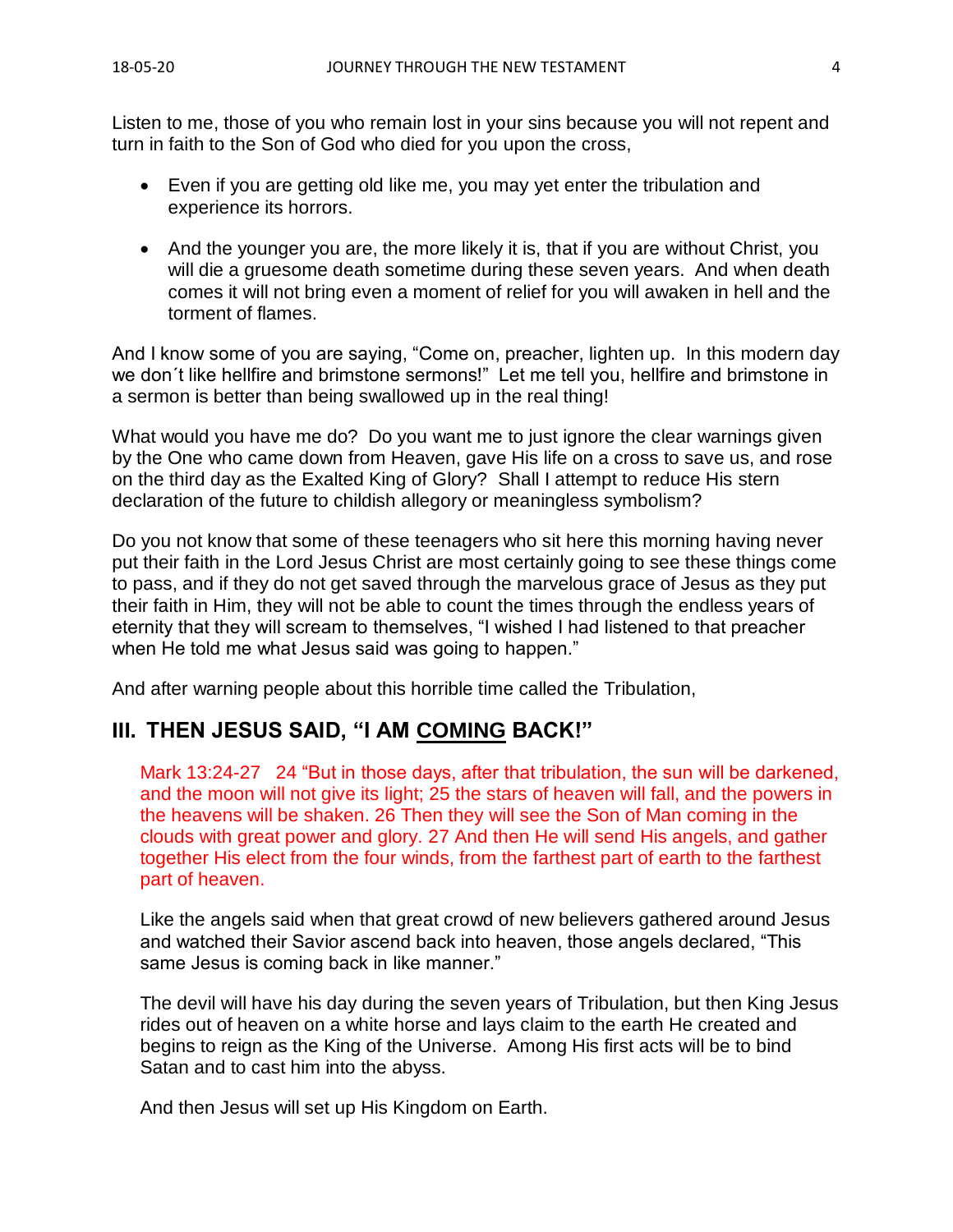Listen to me, those of you who remain lost in your sins because you will not repent and turn in faith to the Son of God who died for you upon the cross,

- Even if you are getting old like me, you may yet enter the tribulation and experience its horrors.
- And the younger you are, the more likely it is, that if you are without Christ, you will die a gruesome death sometime during these seven years. And when death comes it will not bring even a moment of relief for you will awaken in hell and the torment of flames.

And I know some of you are saying, "Come on, preacher, lighten up. In this modern day we don´t like hellfire and brimstone sermons!" Let me tell you, hellfire and brimstone in a sermon is better than being swallowed up in the real thing!

What would you have me do? Do you want me to just ignore the clear warnings given by the One who came down from Heaven, gave His life on a cross to save us, and rose on the third day as the Exalted King of Glory? Shall I attempt to reduce His stern declaration of the future to childish allegory or meaningless symbolism?

Do you not know that some of these teenagers who sit here this morning having never put their faith in the Lord Jesus Christ are most certainly going to see these things come to pass, and if they do not get saved through the marvelous grace of Jesus as they put their faith in Him, they will not be able to count the times through the endless years of eternity that they will scream to themselves, "I wished I had listened to that preacher when He told me what Jesus said was going to happen."

And after warning people about this horrible time called the Tribulation,

## III. THEN JESUS SAID, "I AM COMING BACK!"

> Mark 13:24-27 24 "But in those days, after that tribulation, the sun will be darkened, and the moon will not give its light; 25 the stars of heaven will fall, and the powers in the heavens will be shaken. 26 Then they will see the Son of Man coming in the clouds with great power and glory. 27 And then He will send His angels, and gather together His elect from the four winds, from the farthest part of earth to the farthest part of heaven.

Like the angels said when that great crowd of new believers gathered around Jesus and watched their Savior ascend back into heaven, those angels declared, "This same Jesus is coming back in like manner."

The devil will have his day during the seven years of Tribulation, but then King Jesus rides out of heaven on a white horse and lays claim to the earth He created and begins to reign as the King of the Universe. Among His first acts will be to bind Satan and to cast him into the abyss.

And then Jesus will set up His Kingdom on Earth.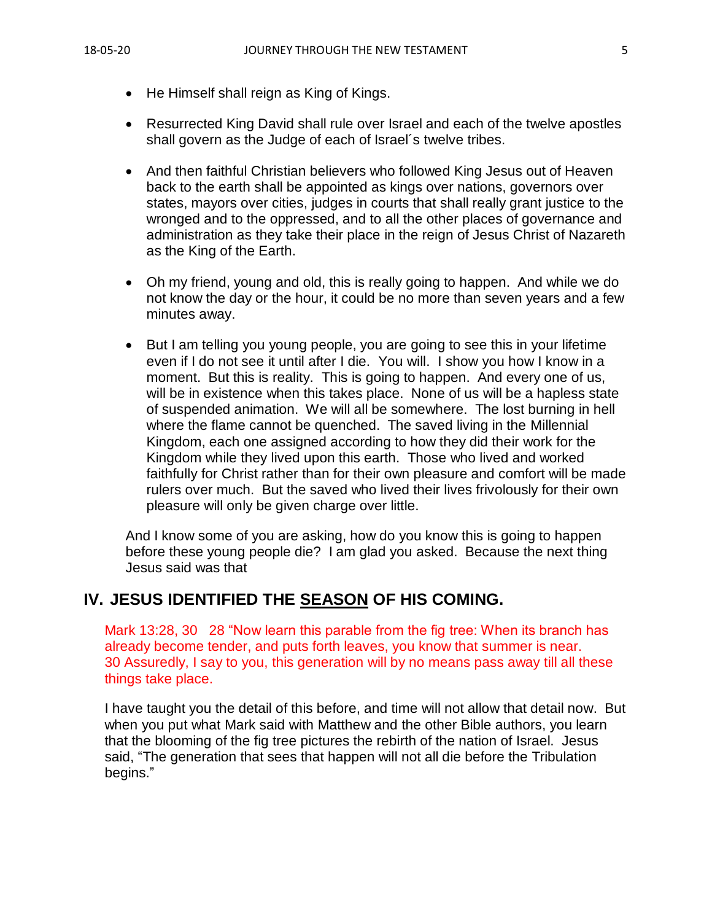- He Himself shall reign as King of Kings.

- Resurrected King David shall rule over Israel and each of the twelve apostles shall govern as the Judge of each of Israel´s twelve tribes.

- And then faithful Christian believers who followed King Jesus out of Heaven back to the earth shall be appointed as kings over nations, governors over states, mayors over cities, judges in courts that shall really grant justice to the wronged and to the oppressed, and to all the other places of governance and administration as they take their place in the reign of Jesus Christ of Nazareth as the King of the Earth.

- Oh my friend, young and old, this is really going to happen. And while we do not know the day or the hour, it could be no more than seven years and a few minutes away.

- But I am telling you young people, you are going to see this in your lifetime even if I do not see it until after I die. You will. I show you how I know in a moment. But this is reality. This is going to happen. And every one of us, will be in existence when this takes place. None of us will be a hapless state of suspended animation. We will all be somewhere. The lost burning in hell where the flame cannot be quenched. The saved living in the Millennial Kingdom, each one assigned according to how they did their work for the Kingdom while they lived upon this earth. Those who lived and worked faithfully for Christ rather than for their own pleasure and comfort will be made rulers over much. But the saved who lived their lives frivolously for their own pleasure will only be given charge over little.

And I know some of you are asking, how do you know this is going to happen before these young people die? I am glad you asked. Because the next thing Jesus said was that

## IV. JESUS IDENTIFIED THE <u>SEASON</u> OF HIS COMING.

Mark 13:28, 30 28 "Now learn this parable from the fig tree: When its branch has already become tender, and puts forth leaves, you know that summer is near. 30 Assuredly, I say to you, this generation will by no means pass away till all these things take place.

I have taught you the detail of this before, and time will not allow that detail now. But when you put what Mark said with Matthew and the other Bible authors, you learn that the blooming of the fig tree pictures the rebirth of the nation of Israel. Jesus said, "The generation that sees that happen will not all die before the Tribulation begins."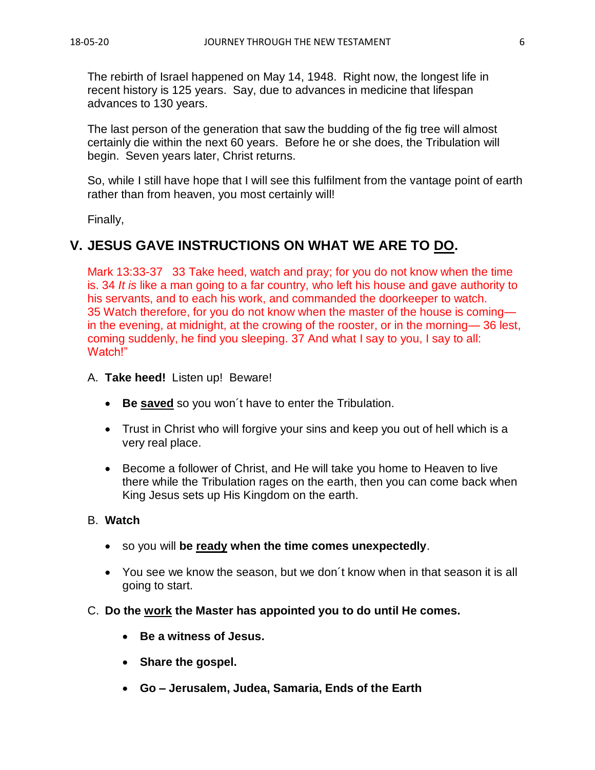The rebirth of Israel happened on May 14, 1948. Right now, the longest life in recent history is 125 years. Say, due to advances in medicine that lifespan advances to 130 years.

The last person of the generation that saw the budding of the fig tree will almost certainly die within the next 60 years. Before he or she does, the Tribulation will begin. Seven years later, Christ returns.

So, while I still have hope that I will see this fulfilment from the vantage point of earth rather than from heaven, you most certainly will!

Finally,

## V. JESUS GAVE INSTRUCTIONS ON WHAT WE ARE TO DO.

Mark 13:33-37 33 Take heed, watch and pray; for you do not know when the time is. 34 *It is* like a man going to a far country, who left his house and gave authority to his servants, and to each his work, and commanded the doorkeeper to watch. 35 Watch therefore, for you do not know when the master of the house is coming—in the evening, at midnight, at the crowing of the rooster, or in the morning— 36 lest, coming suddenly, he find you sleeping. 37 And what I say to you, I say to all: Watch!"

A. **Take heed!** Listen up! Beware!

- **Be saved** so you won´t have to enter the Tribulation.
- Trust in Christ who will forgive your sins and keep you out of hell which is a very real place.
- Become a follower of Christ, and He will take you home to Heaven to live there while the Tribulation rages on the earth, then you can come back when King Jesus sets up His Kingdom on the earth.

B. **Watch**

- so you will **be ready when the time comes unexpectedly**.
- You see we know the season, but we don´t know when in that season it is all going to start.

C. **Do the work the Master has appointed you to do until He comes.**

- **Be a witness of Jesus.**
- **Share the gospel.**
- **Go – Jerusalem, Judea, Samaria, Ends of the Earth**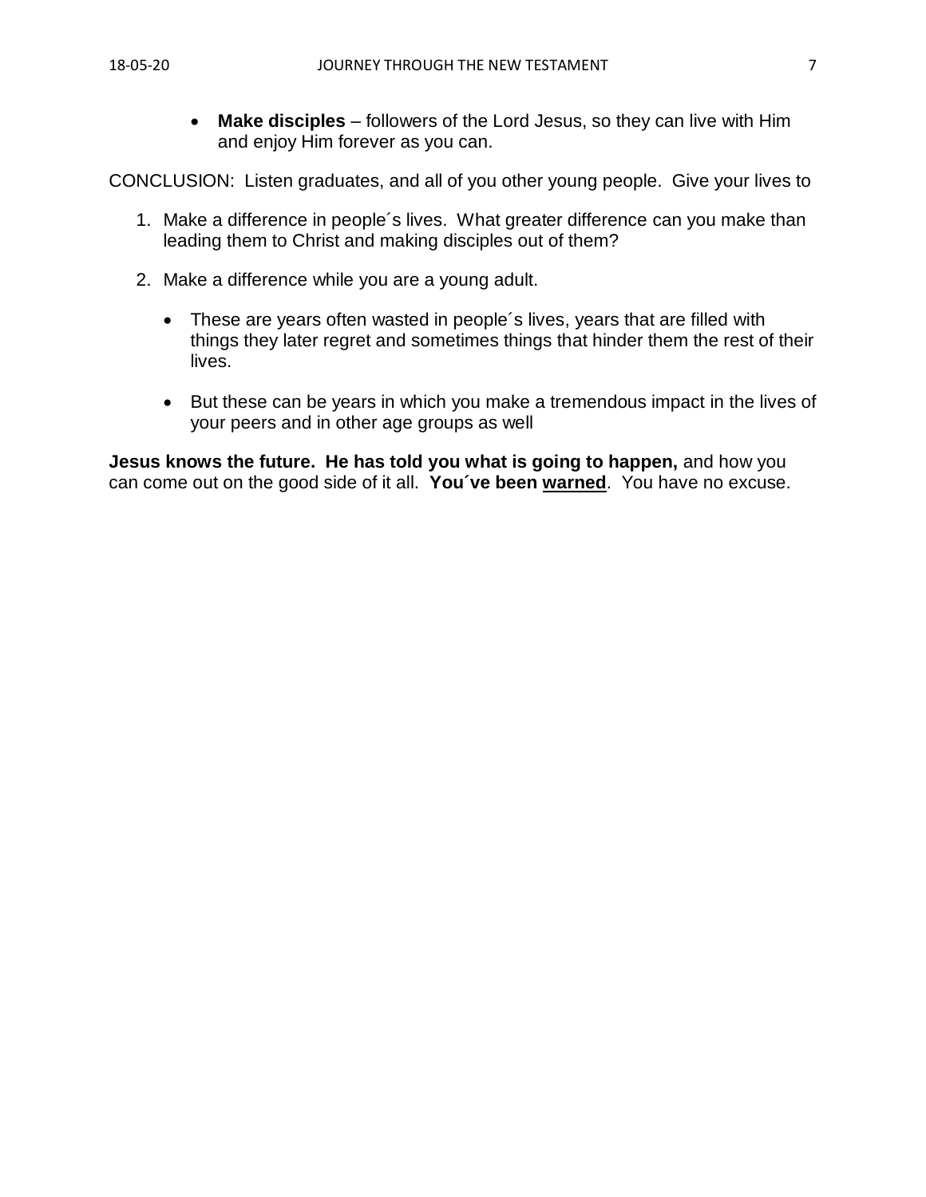- **Make disciples** – followers of the Lord Jesus, so they can live with Him and enjoy Him forever as you can.

CONCLUSION: Listen graduates, and all of you other young people. Give your lives to

1. Make a difference in people´s lives. What greater difference can you make than leading them to Christ and making disciples out of them?

2. Make a difference while you are a young adult.

   - These are years often wasted in people´s lives, years that are filled with things they later regret and sometimes things that hinder them the rest of their lives.

   - But these can be years in which you make a tremendous impact in the lives of your peers and in other age groups as well

**Jesus knows the future. He has told you what is going to happen,** and how you can come out on the good side of it all. **You´ve been <u>warned</u>**. You have no excuse.